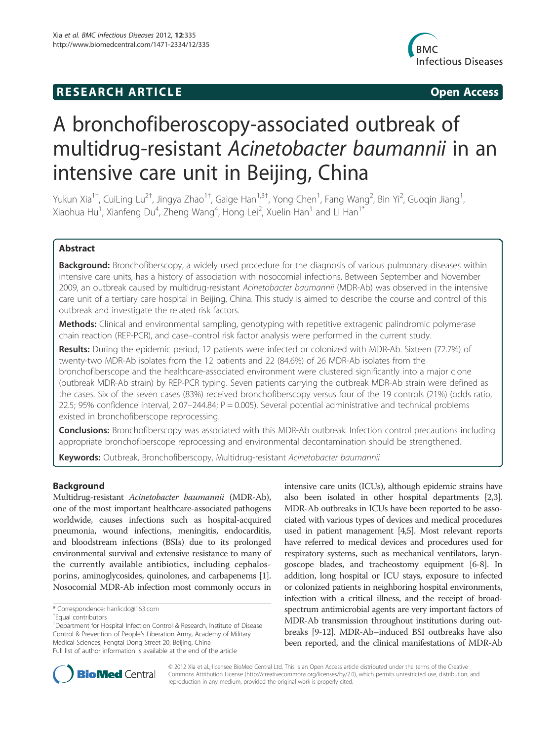**RESEARCH ARTICLE** **Open Access**

# A bronchofiberoscopy-associated outbreak of multidrug-resistant *Acinetobacter baumannii* in an intensive care unit in Beijing, China

Yukun Xia[1†], CuiLing Lu[2†], Jingya Zhao[1†], Gaige Han[1,3†], Yong Chen[1], Fang Wang[2], Bin Yi[2], Guoqin Jiang[1], Xiaohua Hu[1], Xianfeng Du[4], Zheng Wang[4], Hong Lei[2], Xuelin Han[1] and Li Han[1*]

## Abstract

**Background:** Bronchofiberscopy, a widely used procedure for the diagnosis of various pulmonary diseases within intensive care units, has a history of association with nosocomial infections. Between September and November 2009, an outbreak caused by multidrug-resistant *Acinetobacter baumannii* (MDR-Ab) was observed in the intensive care unit of a tertiary care hospital in Beijing, China. This study is aimed to describe the course and control of this outbreak and investigate the related risk factors.

**Methods:** Clinical and environmental sampling, genotyping with repetitive extragenic palindromic polymerase chain reaction (REP-PCR), and case–control risk factor analysis were performed in the current study.

**Results:** During the epidemic period, 12 patients were infected or colonized with MDR-Ab. Sixteen (72.7%) of twenty-two MDR-Ab isolates from the 12 patients and 22 (84.6%) of 26 MDR-Ab isolates from the bronchofiberscope and the healthcare-associated environment were clustered significantly into a major clone (outbreak MDR-Ab strain) by REP-PCR typing. Seven patients carrying the outbreak MDR-Ab strain were defined as the cases. Six of the seven cases (83%) received bronchofiberscopy versus four of the 19 controls (21%) (odds ratio, 22.5; 95% confidence interval, 2.07–244.84; P = 0.005). Several potential administrative and technical problems existed in bronchofiberscope reprocessing.

**Conclusions:** Bronchofiberscopy was associated with this MDR-Ab outbreak. Infection control precautions including appropriate bronchofiberscope reprocessing and environmental decontamination should be strengthened.

**Keywords:** Outbreak, Bronchofiberscopy, Multidrug-resistant *Acinetobacter baumannii*

## Background

Multidrug-resistant *Acinetobacter baumannii* (MDR-Ab), one of the most important healthcare-associated pathogens worldwide, causes infections such as hospital-acquired pneumonia, wound infections, meningitis, endocarditis, and bloodstream infections (BSIs) due to its prolonged environmental survival and extensive resistance to many of the currently available antibiotics, including cephalosporins, aminoglycosides, quinolones, and carbapenems [1]. Nosocomial MDR-Ab infection most commonly occurs in intensive care units (ICUs), although epidemic strains have also been isolated in other hospital departments [2,3]. MDR-Ab outbreaks in ICUs have been reported to be associated with various types of devices and medical procedures used in patient management [4,5]. Most relevant reports have referred to medical devices and procedures used for respiratory systems, such as mechanical ventilators, laryngoscope blades, and tracheostomy equipment [6-8]. In addition, long hospital or ICU stays, exposure to infected or colonized patients in neighboring hospital environments, infection with a critical illness, and the receipt of broad-spectrum antimicrobial agents are very important factors of MDR-Ab transmission throughout institutions during outbreaks [9-12]. MDR-Ab–induced BSI outbreaks have also been reported, and the clinical manifestations of MDR-Ab

\* Correspondence: hanlicdc@163.com
†Equal contributors
[1]Department for Hospital Infection Control & Research, Institute of Disease Control & Prevention of People's Liberation Army, Academy of Military Medical Sciences, Fengtai Dong Street 20, Beijing, China
Full list of author information is available at the end of the article

© 2012 Xia et al.; licensee BioMed Central Ltd. This is an Open Access article distributed under the terms of the Creative Commons Attribution License (http://creativecommons.org/licenses/by/2.0), which permits unrestricted use, distribution, and reproduction in any medium, provided the original work is properly cited.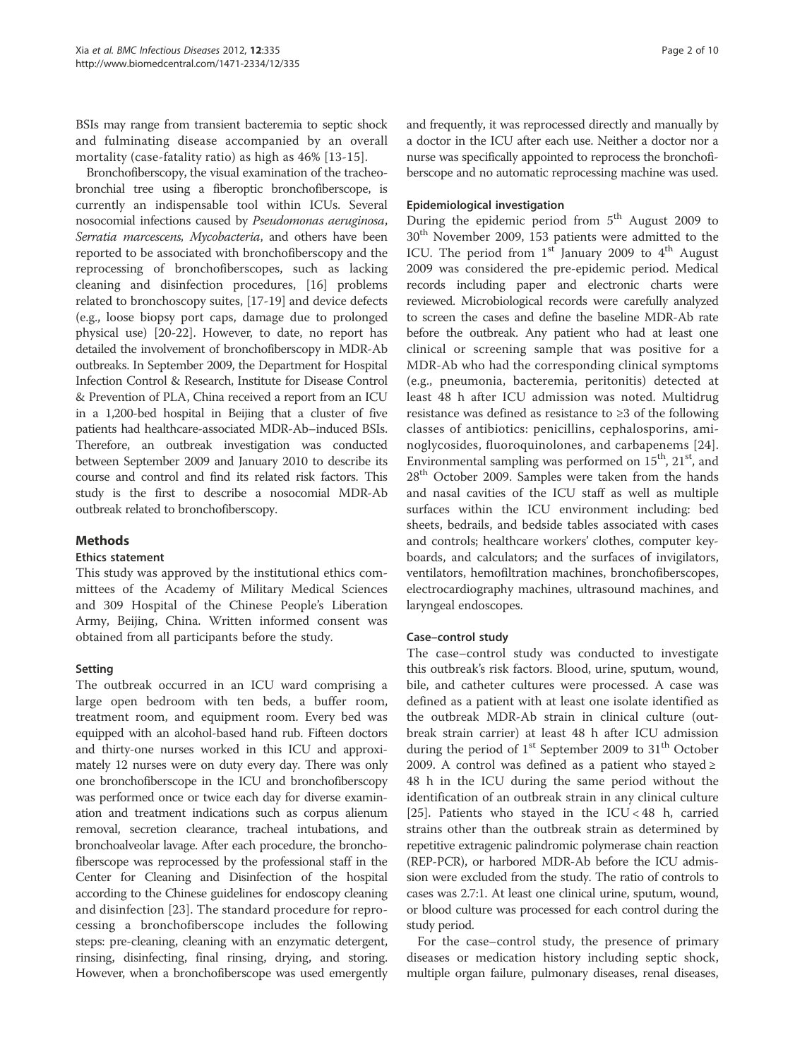BSIs may range from transient bacteremia to septic shock and fulminating disease accompanied by an overall mortality (case-fatality ratio) as high as 46% [13-15].

Bronchofiberscopy, the visual examination of the tracheobronchial tree using a fiberoptic bronchofiberscope, is currently an indispensable tool within ICUs. Several nosocomial infections caused by *Pseudomonas aeruginosa*, *Serratia marcescens*, *Mycobacteria*, and others have been reported to be associated with bronchofiberscopy and the reprocessing of bronchofiberscopes, such as lacking cleaning and disinfection procedures, [16] problems related to bronchoscopy suites, [17-19] and device defects (e.g., loose biopsy port caps, damage due to prolonged physical use) [20-22]. However, to date, no report has detailed the involvement of bronchofiberscopy in MDR-Ab outbreaks. In September 2009, the Department for Hospital Infection Control & Research, Institute for Disease Control & Prevention of PLA, China received a report from an ICU in a 1,200-bed hospital in Beijing that a cluster of five patients had healthcare-associated MDR-Ab–induced BSIs. Therefore, an outbreak investigation was conducted between September 2009 and January 2010 to describe its course and control and find its related risk factors. This study is the first to describe a nosocomial MDR-Ab outbreak related to bronchofiberscopy.

## Methods

### Ethics statement

This study was approved by the institutional ethics committees of the Academy of Military Medical Sciences and 309 Hospital of the Chinese People's Liberation Army, Beijing, China. Written informed consent was obtained from all participants before the study.

### Setting

The outbreak occurred in an ICU ward comprising a large open bedroom with ten beds, a buffer room, treatment room, and equipment room. Every bed was equipped with an alcohol-based hand rub. Fifteen doctors and thirty-one nurses worked in this ICU and approximately 12 nurses were on duty every day. There was only one bronchofiberscope in the ICU and bronchofiberscopy was performed once or twice each day for diverse examination and treatment indications such as corpus alienum removal, secretion clearance, tracheal intubations, and bronchoalveolar lavage. After each procedure, the bronchofiberscope was reprocessed by the professional staff in the Center for Cleaning and Disinfection of the hospital according to the Chinese guidelines for endoscopy cleaning and disinfection [23]. The standard procedure for reprocessing a bronchofiberscope includes the following steps: pre-cleaning, cleaning with an enzymatic detergent, rinsing, disinfecting, final rinsing, drying, and storing. However, when a bronchofiberscope was used emergently and frequently, it was reprocessed directly and manually by a doctor in the ICU after each use. Neither a doctor nor a nurse was specifically appointed to reprocess the bronchofiberscope and no automatic reprocessing machine was used.

### Epidemiological investigation

During the epidemic period from 5th August 2009 to 30th November 2009, 153 patients were admitted to the ICU. The period from 1st January 2009 to 4th August 2009 was considered the pre-epidemic period. Medical records including paper and electronic charts were reviewed. Microbiological records were carefully analyzed to screen the cases and define the baseline MDR-Ab rate before the outbreak. Any patient who had at least one clinical or screening sample that was positive for a MDR-Ab who had the corresponding clinical symptoms (e.g., pneumonia, bacteremia, peritonitis) detected at least 48 h after ICU admission was noted. Multidrug resistance was defined as resistance to ≥3 of the following classes of antibiotics: penicillins, cephalosporins, aminoglycosides, fluoroquinolones, and carbapenems [24]. Environmental sampling was performed on 15th, 21st, and 28th October 2009. Samples were taken from the hands and nasal cavities of the ICU staff as well as multiple surfaces within the ICU environment including: bed sheets, bedrails, and bedside tables associated with cases and controls; healthcare workers' clothes, computer keyboards, and calculators; and the surfaces of invigilators, ventilators, hemofiltration machines, bronchofiberscopes, electrocardiography machines, ultrasound machines, and laryngeal endoscopes.

### Case–control study

The case–control study was conducted to investigate this outbreak's risk factors. Blood, urine, sputum, wound, bile, and catheter cultures were processed. A case was defined as a patient with at least one isolate identified as the outbreak MDR-Ab strain in clinical culture (outbreak strain carrier) at least 48 h after ICU admission during the period of 1st September 2009 to 31th October 2009. A control was defined as a patient who stayed ≥ 48 h in the ICU during the same period without the identification of an outbreak strain in any clinical culture [25]. Patients who stayed in the ICU < 48 h, carried strains other than the outbreak strain as determined by repetitive extragenic palindromic polymerase chain reaction (REP-PCR), or harbored MDR-Ab before the ICU admission were excluded from the study. The ratio of controls to cases was 2.7:1. At least one clinical urine, sputum, wound, or blood culture was processed for each control during the study period.

For the case–control study, the presence of primary diseases or medication history including septic shock, multiple organ failure, pulmonary diseases, renal diseases,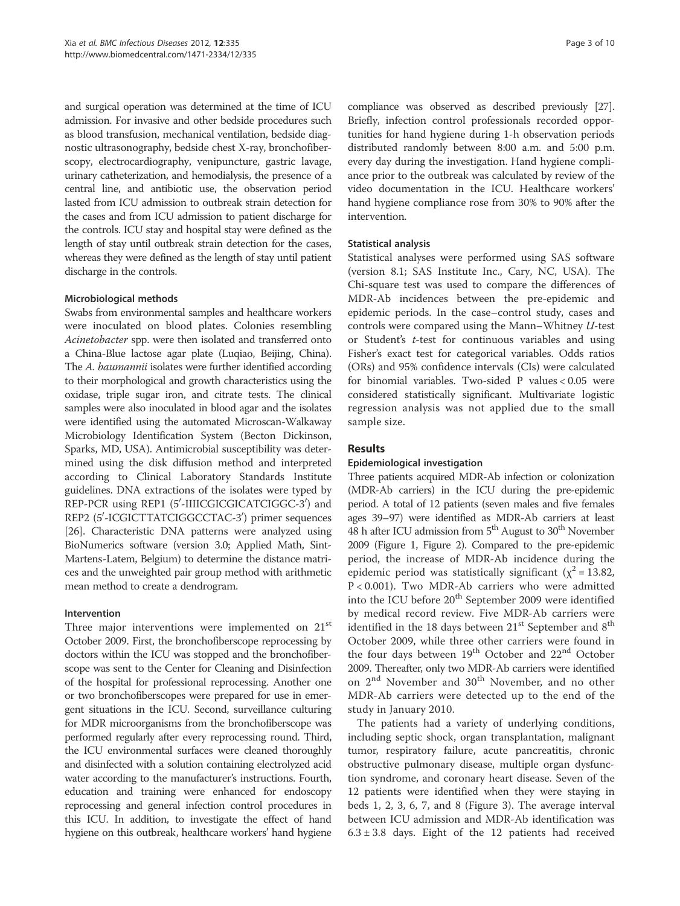and surgical operation was determined at the time of ICU admission. For invasive and other bedside procedures such as blood transfusion, mechanical ventilation, bedside diagnostic ultrasonography, bedside chest X-ray, bronchofiberscopy, electrocardiography, venipuncture, gastric lavage, urinary catheterization, and hemodialysis, the presence of a central line, and antibiotic use, the observation period lasted from ICU admission to outbreak strain detection for the cases and from ICU admission to patient discharge for the controls. ICU stay and hospital stay were defined as the length of stay until outbreak strain detection for the cases, whereas they were defined as the length of stay until patient discharge in the controls.

### Microbiological methods

Swabs from environmental samples and healthcare workers were inoculated on blood plates. Colonies resembling *Acinetobacter* spp. were then isolated and transferred onto a China-Blue lactose agar plate (Luqiao, Beijing, China). The *A. baumannii* isolates were further identified according to their morphological and growth characteristics using the oxidase, triple sugar iron, and citrate tests. The clinical samples were also inoculated in blood agar and the isolates were identified using the automated Microscan-Walkaway Microbiology Identification System (Becton Dickinson, Sparks, MD, USA). Antimicrobial susceptibility was determined using the disk diffusion method and interpreted according to Clinical Laboratory Standards Institute guidelines. DNA extractions of the isolates were typed by REP-PCR using REP1 (5′-IIIICGICGICATCIGGC-3′) and REP2 (5′-ICGICTTATCIGGCCTAC-3′) primer sequences [26]. Characteristic DNA patterns were analyzed using BioNumerics software (version 3.0; Applied Math, Sint-Martens-Latem, Belgium) to determine the distance matrices and the unweighted pair group method with arithmetic mean method to create a dendrogram.

### Intervention

Three major interventions were implemented on 21st October 2009. First, the bronchofiberscope reprocessing by doctors within the ICU was stopped and the bronchofiberscope was sent to the Center for Cleaning and Disinfection of the hospital for professional reprocessing. Another one or two bronchofiberscopes were prepared for use in emergent situations in the ICU. Second, surveillance culturing for MDR microorganisms from the bronchofiberscope was performed regularly after every reprocessing round. Third, the ICU environmental surfaces were cleaned thoroughly and disinfected with a solution containing electrolyzed acid water according to the manufacturer's instructions. Fourth, education and training were enhanced for endoscopy reprocessing and general infection control procedures in this ICU. In addition, to investigate the effect of hand hygiene on this outbreak, healthcare workers' hand hygiene compliance was observed as described previously [27]. Briefly, infection control professionals recorded opportunities for hand hygiene during 1-h observation periods distributed randomly between 8:00 a.m. and 5:00 p.m. every day during the investigation. Hand hygiene compliance prior to the outbreak was calculated by review of the video documentation in the ICU. Healthcare workers' hand hygiene compliance rose from 30% to 90% after the intervention.

### Statistical analysis

Statistical analyses were performed using SAS software (version 8.1; SAS Institute Inc., Cary, NC, USA). The Chi-square test was used to compare the differences of MDR-Ab incidences between the pre-epidemic and epidemic periods. In the case–control study, cases and controls were compared using the Mann–Whitney *U*-test or Student's *t*-test for continuous variables and using Fisher's exact test for categorical variables. Odds ratios (ORs) and 95% confidence intervals (CIs) were calculated for binomial variables. Two-sided P values < 0.05 were considered statistically significant. Multivariate logistic regression analysis was not applied due to the small sample size.

## Results

### Epidemiological investigation

Three patients acquired MDR-Ab infection or colonization (MDR-Ab carriers) in the ICU during the pre-epidemic period. A total of 12 patients (seven males and five females ages 39–97) were identified as MDR-Ab carriers at least 48 h after ICU admission from 5th August to 30th November 2009 (Figure 1, Figure 2). Compared to the pre-epidemic period, the increase of MDR-Ab incidence during the epidemic period was statistically significant ($\chi^2 = 13.82$, $P < 0.001$). Two MDR-Ab carriers who were admitted into the ICU before 20th September 2009 were identified by medical record review. Five MDR-Ab carriers were identified in the 18 days between 21st September and 8th October 2009, while three other carriers were found in the four days between 19th October and 22nd October 2009. Thereafter, only two MDR-Ab carriers were identified on 2nd November and 30th November, and no other MDR-Ab carriers were detected up to the end of the study in January 2010.

The patients had a variety of underlying conditions, including septic shock, organ transplantation, malignant tumor, respiratory failure, acute pancreatitis, chronic obstructive pulmonary disease, multiple organ dysfunction syndrome, and coronary heart disease. Seven of the 12 patients were identified when they were staying in beds 1, 2, 3, 6, 7, and 8 (Figure 3). The average interval between ICU admission and MDR-Ab identification was $6.3 \pm 3.8$ days. Eight of the 12 patients had received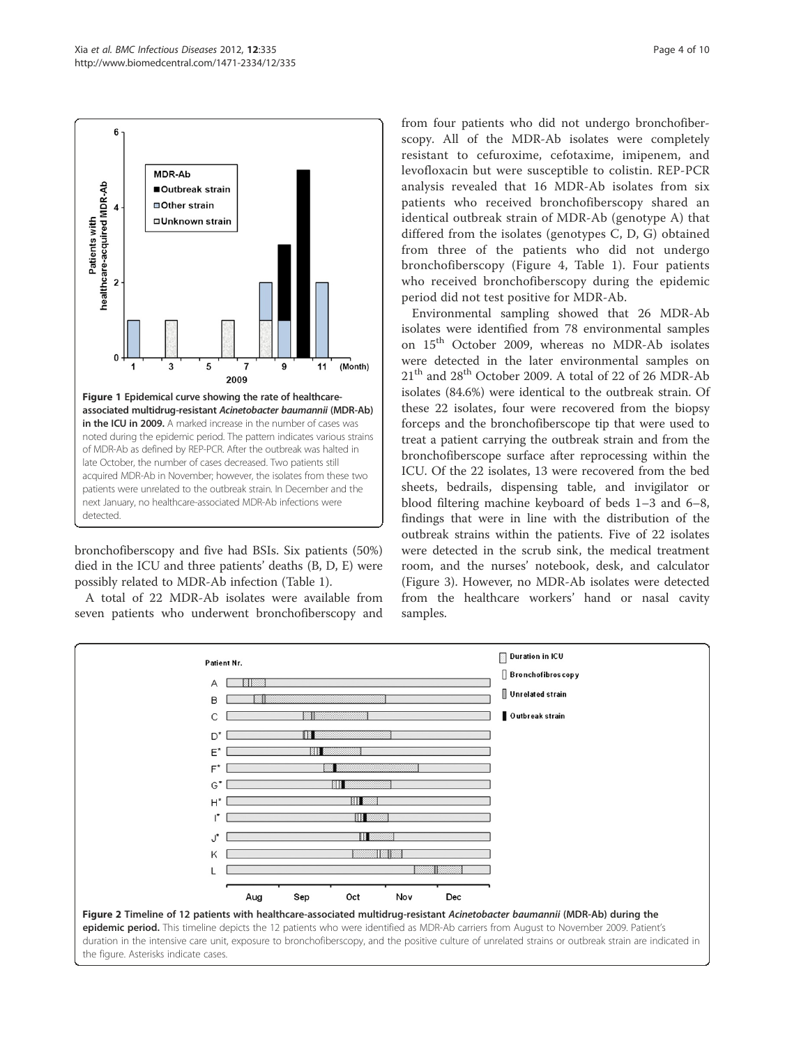Figure 1 Epidemical curve showing the rate of healthcare-associated multidrug-resistant *Acinetobacter baumannii* (MDR-Ab) in the ICU in 2009. A marked increase in the number of cases was noted during the epidemic period. The pattern indicates various strains of MDR-Ab as defined by REP-PCR. After the outbreak was halted in late October, the number of cases decreased. Two patients still acquired MDR-Ab in November; however, the isolates from these two patients were unrelated to the outbreak strain. In December and the next January, no healthcare-associated MDR-Ab infections were detected.

bronchofiberscopy and five had BSIs. Six patients (50%) died in the ICU and three patients' deaths (B, D, E) were possibly related to MDR-Ab infection (Table 1).

A total of 22 MDR-Ab isolates were available from seven patients who underwent bronchofiberscopy and from four patients who did not undergo bronchofiberscopy. All of the MDR-Ab isolates were completely resistant to cefuroxime, cefotaxime, imipenem, and levofloxacin but were susceptible to colistin. REP-PCR analysis revealed that 16 MDR-Ab isolates from six patients who received bronchofiberscopy shared an identical outbreak strain of MDR-Ab (genotype A) that differed from the isolates (genotypes C, D, G) obtained from three of the patients who did not undergo bronchofiberscopy (Figure 4, Table 1). Four patients who received bronchofiberscopy during the epidemic period did not test positive for MDR-Ab.

Environmental sampling showed that 26 MDR-Ab isolates were identified from 78 environmental samples on 15th October 2009, whereas no MDR-Ab isolates were detected in the later environmental samples on 21th and 28th October 2009. A total of 22 of 26 MDR-Ab isolates (84.6%) were identical to the outbreak strain. Of these 22 isolates, four were recovered from the biopsy forceps and the bronchofiberscope tip that were used to treat a patient carrying the outbreak strain and from the bronchofiberscope surface after reprocessing within the ICU. Of the 22 isolates, 13 were recovered from the bed sheets, bedrails, dispensing table, and invigilator or blood filtering machine keyboard of beds 1–3 and 6–8, findings that were in line with the distribution of the outbreak strains within the patients. Five of 22 isolates were detected in the scrub sink, the medical treatment room, and the nurses' notebook, desk, and calculator (Figure 3). However, no MDR-Ab isolates were detected from the healthcare workers' hand or nasal cavity samples.

Figure 2 Timeline of 12 patients with healthcare-associated multidrug-resistant *Acinetobacter baumannii* (MDR-Ab) during the epidemic period. This timeline depicts the 12 patients who were identified as MDR-Ab carriers from August to November 2009. Patient's duration in the intensive care unit, exposure to bronchofiberscopy, and the positive culture of unrelated strains or outbreak strain are indicated in the figure. Asterisks indicate cases.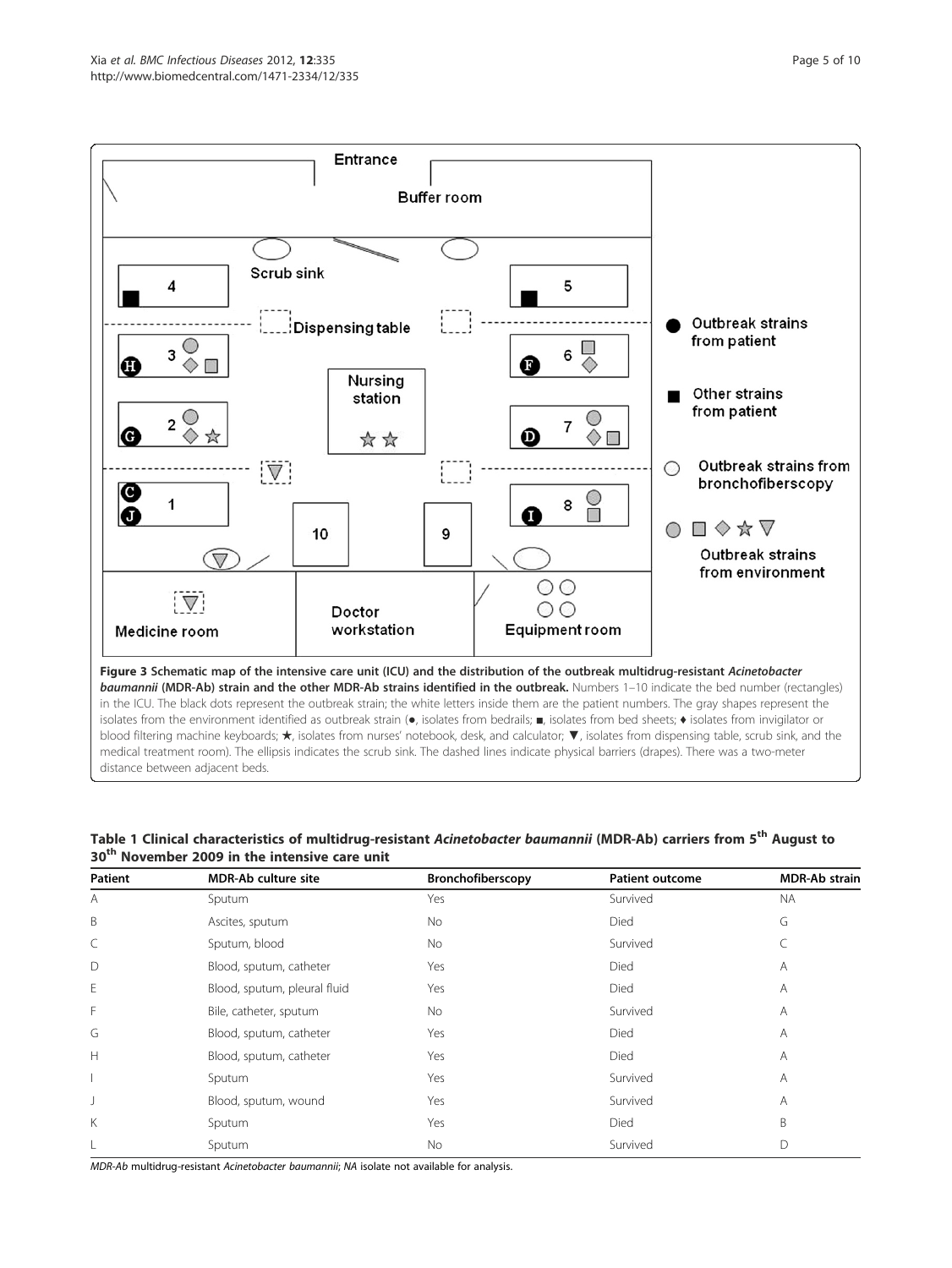Entrance

Buffer room

Scrub sink

Dispensing table

Nursing station

Doctor workstation

Medicine room

Equipment room

Outbreak strains from patient

Other strains from patient

Outbreak strains from bronchofiberscopy

Outbreak strains from environment

**Figure 3 Schematic map of the intensive care unit (ICU) and the distribution of the outbreak multidrug-resistant *Acinetobacter baumannii* (MDR-Ab) strain and the other MDR-Ab strains identified in the outbreak.** Numbers 1–10 indicate the bed number (rectangles) in the ICU. The black dots represent the outbreak strain; the white letters inside them are the patient numbers. The gray shapes represent the isolates from the environment identified as outbreak strain (●, isolates from bedrails; ■, isolates from bed sheets; ♦ isolates from invigilator or blood filtering machine keyboards; ★, isolates from nurses' notebook, desk, and calculator; ▼, isolates from dispensing table, scrub sink, and the medical treatment room). The ellipsis indicates the scrub sink. The dashed lines indicate physical barriers (drapes). There was a two-meter distance between adjacent beds.

**Table 1 Clinical characteristics of multidrug-resistant *Acinetobacter baumannii* (MDR-Ab) carriers from 5th August to 30th November 2009 in the intensive care unit**

| Patient | MDR-Ab culture site | Bronchofiberscopy | Patient outcome | MDR-Ab strain |
|---|---|---|---|---|
| A | Sputum | Yes | Survived | NA |
| B | Ascites, sputum | No | Died | G |
| C | Sputum, blood | No | Survived | C |
| D | Blood, sputum, catheter | Yes | Died | A |
| E | Blood, sputum, pleural fluid | Yes | Died | A |
| F | Bile, catheter, sputum | No | Survived | A |
| G | Blood, sputum, catheter | Yes | Died | A |
| H | Blood, sputum, catheter | Yes | Died | A |
| I | Sputum | Yes | Survived | A |
| J | Blood, sputum, wound | Yes | Survived | A |
| K | Sputum | Yes | Died | B |
| L | Sputum | No | Survived | D |

*MDR-Ab* multidrug-resistant *Acinetobacter baumannii*; *NA* isolate not available for analysis.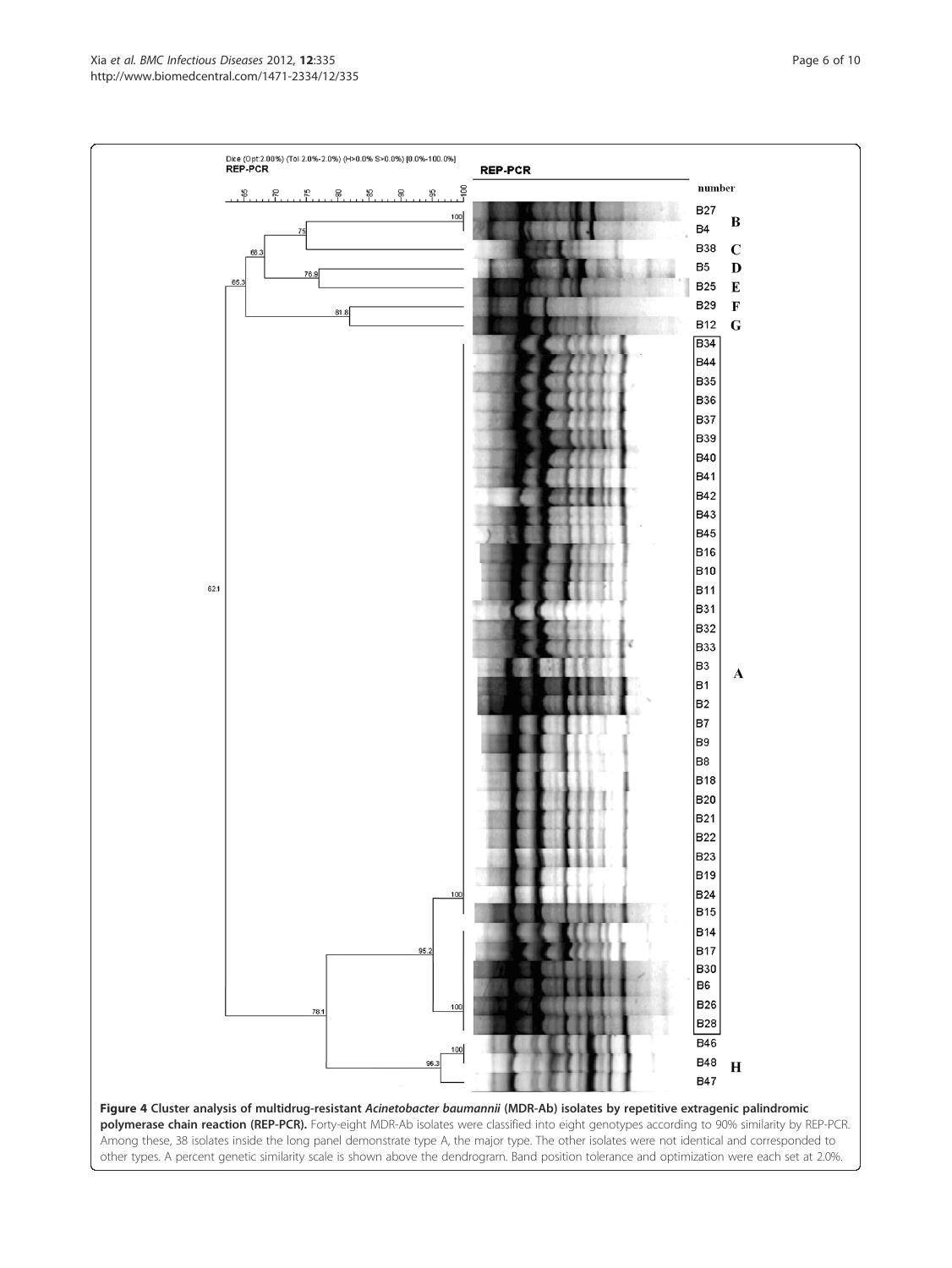**Figure 4 Cluster analysis of multidrug-resistant *Acinetobacter baumannii* (MDR-Ab) isolates by repetitive extragenic palindromic polymerase chain reaction (REP-PCR).** Forty-eight MDR-Ab isolates were classified into eight genotypes according to 90% similarity by REP-PCR. Among these, 38 isolates inside the long panel demonstrate type A, the major type. The other isolates were not identical and corresponded to other types. A percent genetic similarity scale is shown above the dendrogram. Band position tolerance and optimization were each set at 2.0%.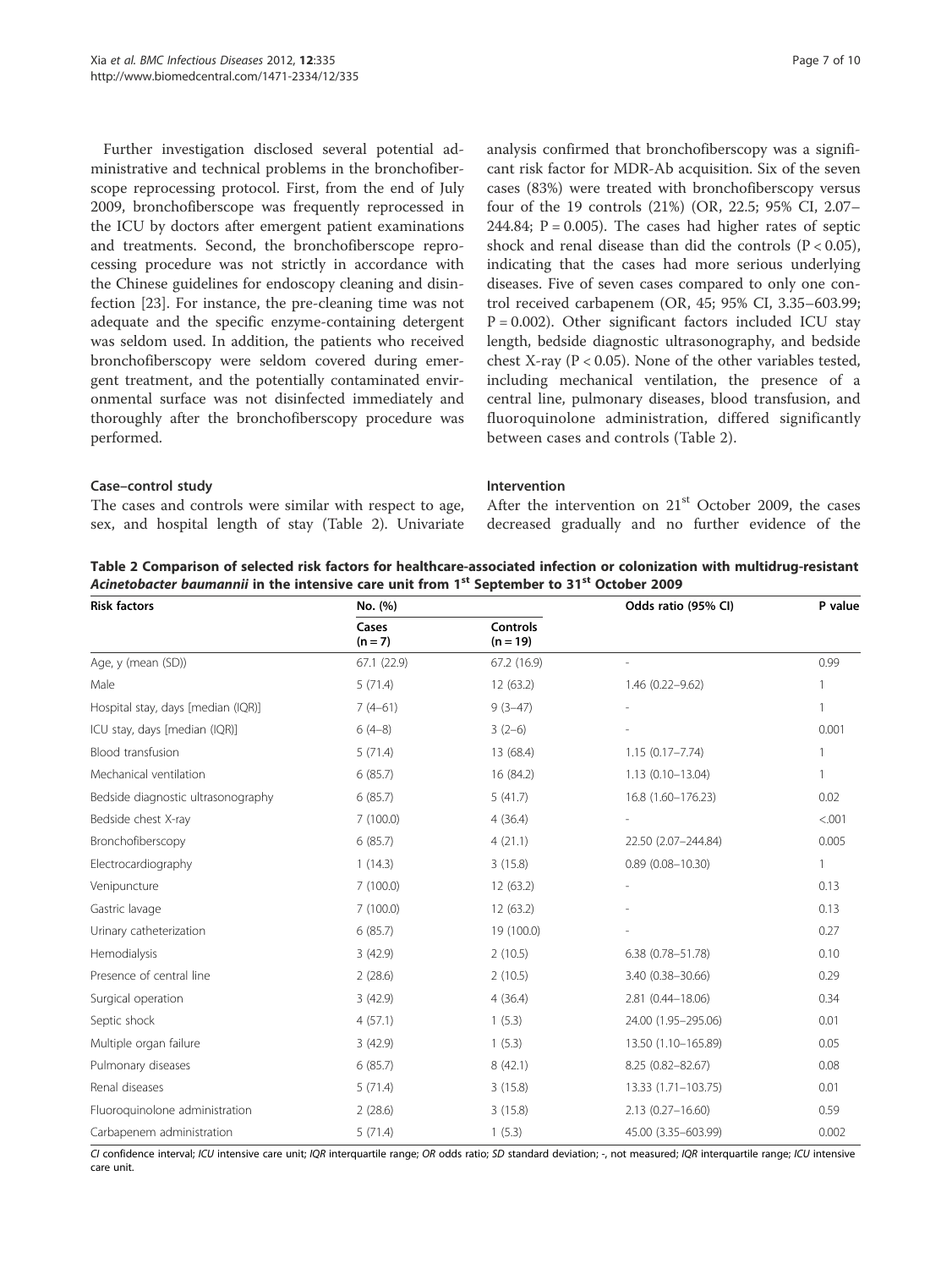Further investigation disclosed several potential administrative and technical problems in the bronchofiberscope reprocessing protocol. First, from the end of July 2009, bronchofiberscope was frequently reprocessed in the ICU by doctors after emergent patient examinations and treatments. Second, the bronchofiberscope reprocessing procedure was not strictly in accordance with the Chinese guidelines for endoscopy cleaning and disinfection [23]. For instance, the pre-cleaning time was not adequate and the specific enzyme-containing detergent was seldom used. In addition, the patients who received bronchofiberscopy were seldom covered during emergent treatment, and the potentially contaminated environmental surface was not disinfected immediately and thoroughly after the bronchofiberscopy procedure was performed.

### Case–control study

The cases and controls were similar with respect to age, sex, and hospital length of stay (Table 2). Univariate analysis confirmed that bronchofiberscopy was a significant risk factor for MDR-Ab acquisition. Six of the seven cases (83%) were treated with bronchofiberscopy versus four of the 19 controls (21%) (OR, 22.5; 95% CI, 2.07–244.84; P = 0.005). The cases had higher rates of septic shock and renal disease than did the controls (P < 0.05), indicating that the cases had more serious underlying diseases. Five of seven cases compared to only one control received carbapenem (OR, 45; 95% CI, 3.35–603.99; P = 0.002). Other significant factors included ICU stay length, bedside diagnostic ultrasonography, and bedside chest X-ray (P < 0.05). None of the other variables tested, including mechanical ventilation, the presence of a central line, pulmonary diseases, blood transfusion, and fluoroquinolone administration, differed significantly between cases and controls (Table 2).

### Intervention

After the intervention on 21st October 2009, the cases decreased gradually and no further evidence of the

**Table 2 Comparison of selected risk factors for healthcare-associated infection or colonization with multidrug-resistant *Acinetobacter baumannii* in the intensive care unit from 1st September to 31st October 2009**

| Risk factors | No. (%) | | Odds ratio (95% CI) | P value |
|---|---|---|---|---|
| | Cases (n = 7) | Controls (n = 19) | | |
| Age, y (mean (SD)) | 67.1 (22.9) | 67.2 (16.9) | - | 0.99 |
| Male | 5 (71.4) | 12 (63.2) | 1.46 (0.22–9.62) | 1 |
| Hospital stay, days [median (IQR)] | 7 (4–61) | 9 (3–47) | - | 1 |
| ICU stay, days [median (IQR)] | 6 (4–8) | 3 (2–6) | - | 0.001 |
| Blood transfusion | 5 (71.4) | 13 (68.4) | 1.15 (0.17–7.74) | 1 |
| Mechanical ventilation | 6 (85.7) | 16 (84.2) | 1.13 (0.10–13.04) | 1 |
| Bedside diagnostic ultrasonography | 6 (85.7) | 5 (41.7) | 16.8 (1.60–176.23) | 0.02 |
| Bedside chest X-ray | 7 (100.0) | 4 (36.4) | - | <.001 |
| Bronchofiberscopy | 6 (85.7) | 4 (21.1) | 22.50 (2.07–244.84) | 0.005 |
| Electrocardiography | 1 (14.3) | 3 (15.8) | 0.89 (0.08–10.30) | 1 |
| Venipuncture | 7 (100.0) | 12 (63.2) | - | 0.13 |
| Gastric lavage | 7 (100.0) | 12 (63.2) | - | 0.13 |
| Urinary catheterization | 6 (85.7) | 19 (100.0) | - | 0.27 |
| Hemodialysis | 3 (42.9) | 2 (10.5) | 6.38 (0.78–51.78) | 0.10 |
| Presence of central line | 2 (28.6) | 2 (10.5) | 3.40 (0.38–30.66) | 0.29 |
| Surgical operation | 3 (42.9) | 4 (36.4) | 2.81 (0.44–18.06) | 0.34 |
| Septic shock | 4 (57.1) | 1 (5.3) | 24.00 (1.95–295.06) | 0.01 |
| Multiple organ failure | 3 (42.9) | 1 (5.3) | 13.50 (1.10–165.89) | 0.05 |
| Pulmonary diseases | 6 (85.7) | 8 (42.1) | 8.25 (0.82–82.67) | 0.08 |
| Renal diseases | 5 (71.4) | 3 (15.8) | 13.33 (1.71–103.75) | 0.01 |
| Fluoroquinolone administration | 2 (28.6) | 3 (15.8) | 2.13 (0.27–16.60) | 0.59 |
| Carbapenem administration | 5 (71.4) | 1 (5.3) | 45.00 (3.35–603.99) | 0.002 |

*CI* confidence interval; *ICU* intensive care unit; *IQR* interquartile range; *OR* odds ratio; *SD* standard deviation; -, not measured; *IQR* interquartile range; *ICU* intensive care unit.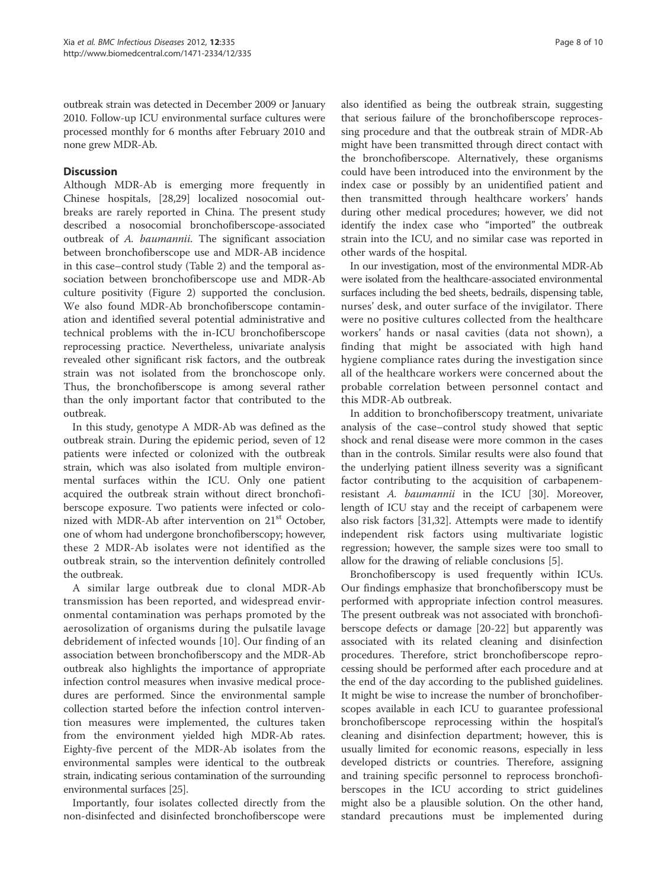outbreak strain was detected in December 2009 or January 2010. Follow-up ICU environmental surface cultures were processed monthly for 6 months after February 2010 and none grew MDR-Ab.

## Discussion

Although MDR-Ab is emerging more frequently in Chinese hospitals, [28,29] localized nosocomial outbreaks are rarely reported in China. The present study described a nosocomial bronchofiberscope-associated outbreak of *A. baumannii.* The significant association between bronchofiberscope use and MDR-AB incidence in this case–control study (Table 2) and the temporal association between bronchofiberscope use and MDR-Ab culture positivity (Figure 2) supported the conclusion. We also found MDR-Ab bronchofiberscope contamination and identified several potential administrative and technical problems with the in-ICU bronchofiberscope reprocessing practice. Nevertheless, univariate analysis revealed other significant risk factors, and the outbreak strain was not isolated from the bronchoscope only. Thus, the bronchofiberscope is among several rather than the only important factor that contributed to the outbreak.

In this study, genotype A MDR-Ab was defined as the outbreak strain. During the epidemic period, seven of 12 patients were infected or colonized with the outbreak strain, which was also isolated from multiple environmental surfaces within the ICU. Only one patient acquired the outbreak strain without direct bronchofiberscope exposure. Two patients were infected or colonized with MDR-Ab after intervention on 21[st] October, one of whom had undergone bronchofiberscopy; however, these 2 MDR-Ab isolates were not identified as the outbreak strain, so the intervention definitely controlled the outbreak.

A similar large outbreak due to clonal MDR-Ab transmission has been reported, and widespread environmental contamination was perhaps promoted by the aerosolization of organisms during the pulsatile lavage debridement of infected wounds [10]. Our finding of an association between bronchofiberscopy and the MDR-Ab outbreak also highlights the importance of appropriate infection control measures when invasive medical procedures are performed. Since the environmental sample collection started before the infection control intervention measures were implemented, the cultures taken from the environment yielded high MDR-Ab rates. Eighty-five percent of the MDR-Ab isolates from the environmental samples were identical to the outbreak strain, indicating serious contamination of the surrounding environmental surfaces [25].

Importantly, four isolates collected directly from the non-disinfected and disinfected bronchofiberscope were also identified as being the outbreak strain, suggesting that serious failure of the bronchofiberscope reprocessing procedure and that the outbreak strain of MDR-Ab might have been transmitted through direct contact with the bronchofiberscope. Alternatively, these organisms could have been introduced into the environment by the index case or possibly by an unidentified patient and then transmitted through healthcare workers' hands during other medical procedures; however, we did not identify the index case who "imported" the outbreak strain into the ICU, and no similar case was reported in other wards of the hospital.

In our investigation, most of the environmental MDR-Ab were isolated from the healthcare-associated environmental surfaces including the bed sheets, bedrails, dispensing table, nurses' desk, and outer surface of the invigilator. There were no positive cultures collected from the healthcare workers' hands or nasal cavities (data not shown), a finding that might be associated with high hand hygiene compliance rates during the investigation since all of the healthcare workers were concerned about the probable correlation between personnel contact and this MDR-Ab outbreak.

In addition to bronchofiberscopy treatment, univariate analysis of the case–control study showed that septic shock and renal disease were more common in the cases than in the controls. Similar results were also found that the underlying patient illness severity was a significant factor contributing to the acquisition of carbapenem-resistant *A. baumannii* in the ICU [30]. Moreover, length of ICU stay and the receipt of carbapenem were also risk factors [31,32]. Attempts were made to identify independent risk factors using multivariate logistic regression; however, the sample sizes were too small to allow for the drawing of reliable conclusions [5].

Bronchofiberscopy is used frequently within ICUs. Our findings emphasize that bronchofiberscopy must be performed with appropriate infection control measures. The present outbreak was not associated with bronchofiberscope defects or damage [20-22] but apparently was associated with its related cleaning and disinfection procedures. Therefore, strict bronchofiberscope reprocessing should be performed after each procedure and at the end of the day according to the published guidelines. It might be wise to increase the number of bronchofiberscopes available in each ICU to guarantee professional bronchofiberscope reprocessing within the hospital's cleaning and disinfection department; however, this is usually limited for economic reasons, especially in less developed districts or countries. Therefore, assigning and training specific personnel to reprocess bronchofiberscopes in the ICU according to strict guidelines might also be a plausible solution. On the other hand, standard precautions must be implemented during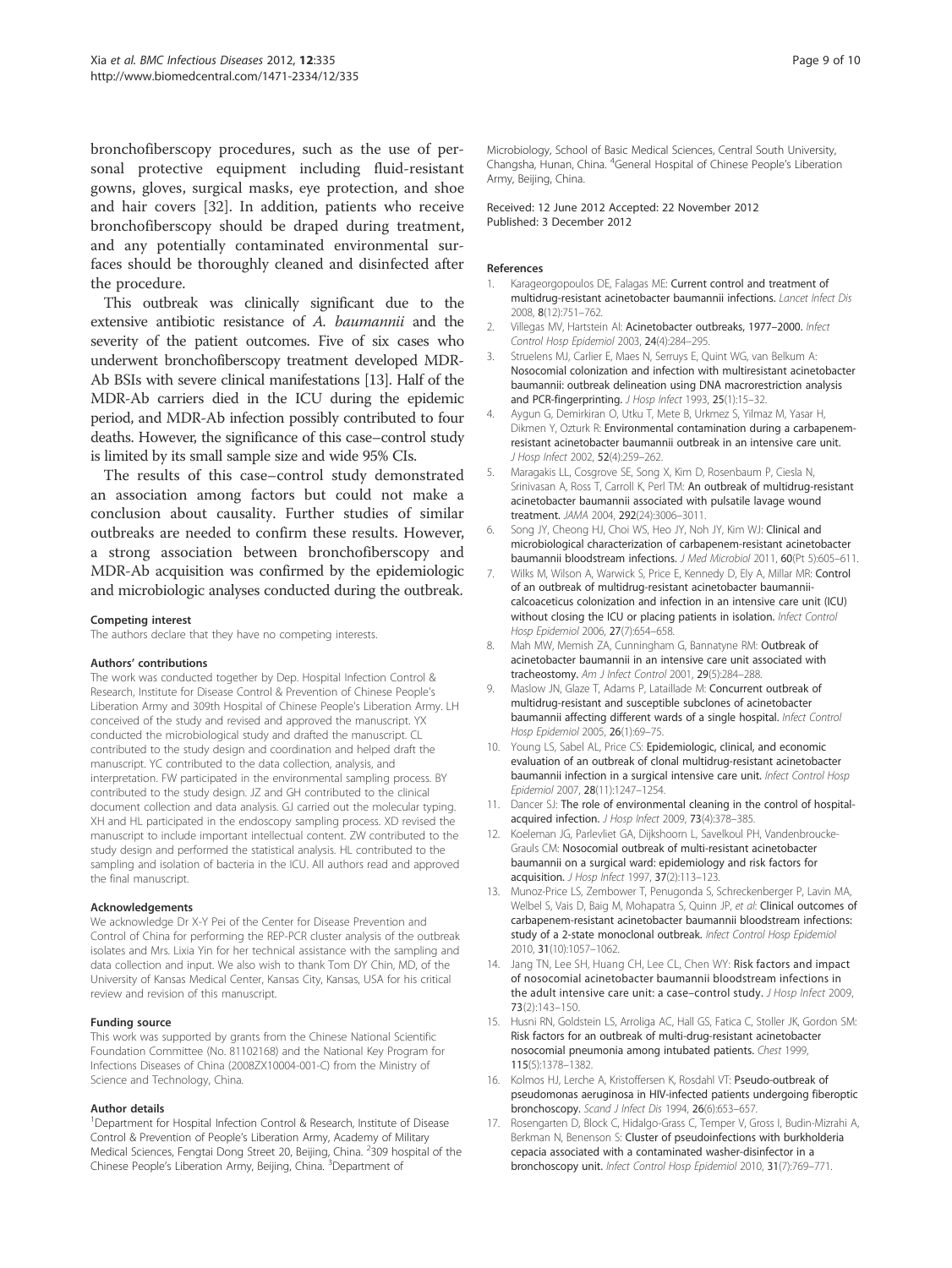bronchofiberscopy procedures, such as the use of personal protective equipment including fluid-resistant gowns, gloves, surgical masks, eye protection, and shoe and hair covers [32]. In addition, patients who receive bronchofiberscopy should be draped during treatment, and any potentially contaminated environmental surfaces should be thoroughly cleaned and disinfected after the procedure.

This outbreak was clinically significant due to the extensive antibiotic resistance of *A. baumannii* and the severity of the patient outcomes. Five of six cases who underwent bronchofiberscopy treatment developed MDR-Ab BSIs with severe clinical manifestations [13]. Half of the MDR-Ab carriers died in the ICU during the epidemic period, and MDR-Ab infection possibly contributed to four deaths. However, the significance of this case–control study is limited by its small sample size and wide 95% CIs.

The results of this case–control study demonstrated an association among factors but could not make a conclusion about causality. Further studies of similar outbreaks are needed to confirm these results. However, a strong association between bronchofiberscopy and MDR-Ab acquisition was confirmed by the epidemiologic and microbiologic analyses conducted during the outbreak.

#### Competing interest

The authors declare that they have no competing interests.

#### Authors' contributions

The work was conducted together by Dep. Hospital Infection Control & Research, Institute for Disease Control & Prevention of Chinese People's Liberation Army and 309th Hospital of Chinese People's Liberation Army. LH conceived of the study and revised and approved the manuscript. YX conducted the microbiological study and drafted the manuscript. CL contributed to the study design and coordination and helped draft the manuscript. YC contributed to the data collection, analysis, and interpretation. FW participated in the environmental sampling process. BY contributed to the study design. JZ and GH contributed to the clinical document collection and data analysis. GJ carried out the molecular typing. XH and HL participated in the endoscopy sampling process. XD revised the manuscript to include important intellectual content. ZW contributed to the study design and performed the statistical analysis. HL contributed to the sampling and isolation of bacteria in the ICU. All authors read and approved the final manuscript.

#### Acknowledgements

We acknowledge Dr X-Y Pei of the Center for Disease Prevention and Control of China for performing the REP-PCR cluster analysis of the outbreak isolates and Mrs. Lixia Yin for her technical assistance with the sampling and data collection and input. We also wish to thank Tom DY Chin, MD, of the University of Kansas Medical Center, Kansas City, Kansas, USA for his critical review and revision of this manuscript.

#### Funding source

This work was supported by grants from the Chinese National Scientific Foundation Committee (No. 81102168) and the National Key Program for Infections Diseases of China (2008ZX10004-001-C) from the Ministry of Science and Technology, China.

#### Author details

[1]Department for Hospital Infection Control & Research, Institute of Disease Control & Prevention of People's Liberation Army, Academy of Military Medical Sciences, Fengtai Dong Street 20, Beijing, China. [2]309 hospital of the Chinese People's Liberation Army, Beijing, China. [3]Department of Microbiology, School of Basic Medical Sciences, Central South University, Changsha, Hunan, China. [4]General Hospital of Chinese People's Liberation Army, Beijing, China.

Received: 12 June 2012 Accepted: 22 November 2012
Published: 3 December 2012

#### References

1. Karageorgopoulos DE, Falagas ME: **Current control and treatment of multidrug-resistant acinetobacter baumannii infections.** *Lancet Infect Dis* 2008, **8**(12):751–762.
2. Villegas MV, Hartstein AI: **Acinetobacter outbreaks, 1977–2000.** *Infect Control Hosp Epidemiol* 2003, **24**(4):284–295.
3. Struelens MJ, Carlier E, Maes N, Serruys E, Quint WG, van Belkum A: **Nosocomial colonization and infection with multiresistant acinetobacter baumannii: outbreak delineation using DNA macrorestriction analysis and PCR-fingerprinting.** *J Hosp Infect* 1993, **25**(1):15–32.
4. Aygun G, Demirkiran O, Utku T, Mete B, Urkmez S, Yilmaz M, Yasar H, Dikmen Y, Ozturk R: **Environmental contamination during a carbapenem-resistant acinetobacter baumannii outbreak in an intensive care unit.** *J Hosp Infect* 2002, **52**(4):259–262.
5. Maragakis LL, Cosgrove SE, Song X, Kim D, Rosenbaum P, Ciesla N, Srinivasan A, Ross T, Carroll K, Perl TM: **An outbreak of multidrug-resistant acinetobacter baumannii associated with pulsatile lavage wound treatment.** *JAMA* 2004, **292**(24):3006–3011.
6. Song JY, Cheong HJ, Choi WS, Heo JY, Noh JY, Kim WJ: **Clinical and microbiological characterization of carbapenem-resistant acinetobacter baumannii bloodstream infections.** *J Med Microbiol* 2011, **60**(Pt 5):605–611.
7. Wilks M, Wilson A, Warwick S, Price E, Kennedy D, Ely A, Millar MR: **Control of an outbreak of multidrug-resistant acinetobacter baumannii-calcoaceticus colonization and infection in an intensive care unit (ICU) without closing the ICU or placing patients in isolation.** *Infect Control Hosp Epidemiol* 2006, **27**(7):654–658.
8. Mah MW, Memish ZA, Cunningham G, Bannatyne RM: **Outbreak of acinetobacter baumannii in an intensive care unit associated with tracheostomy.** *Am J Infect Control* 2001, **29**(5):284–288.
9. Maslow JN, Glaze T, Adams P, Lataillade M: **Concurrent outbreak of multidrug-resistant and susceptible subclones of acinetobacter baumannii affecting different wards of a single hospital.** *Infect Control Hosp Epidemiol* 2005, **26**(1):69–75.
10. Young LS, Sabel AL, Price CS: **Epidemiologic, clinical, and economic evaluation of an outbreak of clonal multidrug-resistant acinetobacter baumannii infection in a surgical intensive care unit.** *Infect Control Hosp Epidemiol* 2007, **28**(11):1247–1254.
11. Dancer SJ: **The role of environmental cleaning in the control of hospital-acquired infection.** *J Hosp Infect* 2009, **73**(4):378–385.
12. Koeleman JG, Parlevliet GA, Dijkshoorn L, Savelkoul PH, Vandenbroucke-Grauls CM: **Nosocomial outbreak of multi-resistant acinetobacter baumannii on a surgical ward: epidemiology and risk factors for acquisition.** *J Hosp Infect* 1997, **37**(2):113–123.
13. Munoz-Price LS, Zembower T, Penugonda S, Schreckenberger P, Lavin MA, Welbel S, Vais D, Baig M, Mohapatra S, Quinn JP, *et al*: **Clinical outcomes of carbapenem-resistant acinetobacter baumannii bloodstream infections: study of a 2-state monoclonal outbreak.** *Infect Control Hosp Epidemiol* 2010, **31**(10):1057–1062.
14. Jang TN, Lee SH, Huang CH, Lee CL, Chen WY: **Risk factors and impact of nosocomial acinetobacter baumannii bloodstream infections in the adult intensive care unit: a case–control study.** *J Hosp Infect* 2009, **73**(2):143–150.
15. Husni RN, Goldstein LS, Arroliga AC, Hall GS, Fatica C, Stoller JK, Gordon SM: **Risk factors for an outbreak of multi-drug-resistant acinetobacter nosocomial pneumonia among intubated patients.** *Chest* 1999, **115**(5):1378–1382.
16. Kolmos HJ, Lerche A, Kristoffersen K, Rosdahl VT: **Pseudo-outbreak of pseudomonas aeruginosa in HIV-infected patients undergoing fiberoptic bronchoscopy.** *Scand J Infect Dis* 1994, **26**(6):653–657.
17. Rosengarten D, Block C, Hidalgo-Grass C, Temper V, Gross I, Budin-Mizrahi A, Berkman N, Benenson S: **Cluster of pseudoinfections with burkholderia cepacia associated with a contaminated washer-disinfector in a bronchoscopy unit.** *Infect Control Hosp Epidemiol* 2010, **31**(7):769–771.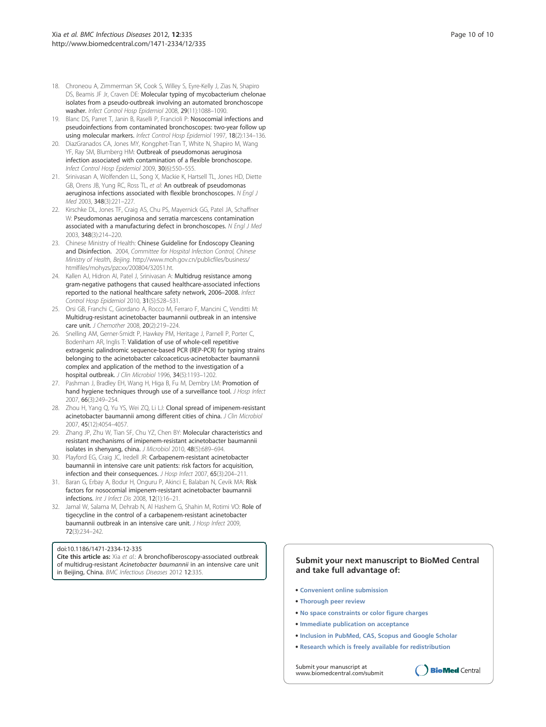18. Chroneou A, Zimmerman SK, Cook S, Willey S, Eyre-Kelly J, Zias N, Shapiro DS, Beamis JF Jr, Craven DE: **Molecular typing of mycobacterium chelonae isolates from a pseudo-outbreak involving an automated bronchoscope washer.** *Infect Control Hosp Epidemiol* 2008, **29**(11):1088–1090.
19. Blanc DS, Parret T, Janin B, Raselli P, Francioli P: **Nosocomial infections and pseudoinfections from contaminated bronchoscopes: two-year follow up using molecular markers.** *Infect Control Hosp Epidemiol* 1997, **18**(2):134–136.
20. DiazGranados CA, Jones MY, Kongphet-Tran T, White N, Shapiro M, Wang YF, Ray SM, Blumberg HM: **Outbreak of pseudomonas aeruginosa infection associated with contamination of a flexible bronchoscope.** *Infect Control Hosp Epidemiol* 2009, **30**(6):550–555.
21. Srinivasan A, Wolfenden LL, Song X, Mackie K, Hartsell TL, Jones HD, Diette GB, Orens JB, Yung RC, Ross TL, *et al*: **An outbreak of pseudomonas aeruginosa infections associated with flexible bronchoscopes.** *N Engl J Med* 2003, **348**(3):221–227.
22. Kirschke DL, Jones TF, Craig AS, Chu PS, Mayernick GG, Patel JA, Schaffner W: **Pseudomonas aeruginosa and serratia marcescens contamination associated with a manufacturing defect in bronchoscopes.** *N Engl J Med* 2003, **348**(3):214–220.
23. Chinese Ministry of Health: **Chinese Guideline for Endoscopy Cleaning and Disinfection.** 2004, *Committee for Hospital Infection Control, Chinese Ministry of Health, Beijing.* http://www.moh.gov.cn/publicfiles/business/htmlfiles/mohyzs/pzcxx/200804/32051.ht.
24. Kallen AJ, Hidron AI, Patel J, Srinivasan A: **Multidrug resistance among gram-negative pathogens that caused healthcare-associated infections reported to the national healthcare safety network, 2006–2008.** *Infect Control Hosp Epidemiol* 2010, **31**(5):528–531.
25. Orsi GB, Franchi C, Giordano A, Rocco M, Ferraro F, Mancini C, Venditti M: **Multidrug-resistant acinetobacter baumannii outbreak in an intensive care unit.** *J Chemother* 2008, **20**(2):219–224.
26. Snelling AM, Gerner-Smidt P, Hawkey PM, Heritage J, Parnell P, Porter C, Bodenham AR, Inglis T: **Validation of use of whole-cell repetitive extragenic palindromic sequence-based PCR (REP-PCR) for typing strains belonging to the acinetobacter calcoaceticus-acinetobacter baumannii complex and application of the method to the investigation of a hospital outbreak.** *J Clin Microbiol* 1996, **34**(5):1193–1202.
27. Pashman J, Bradley EH, Wang H, Higa B, Fu M, Dembry LM: **Promotion of hand hygiene techniques through use of a surveillance tool.** *J Hosp Infect* 2007, **66**(3):249–254.
28. Zhou H, Yang Q, Yu YS, Wei ZQ, Li LJ: **Clonal spread of imipenem-resistant acinetobacter baumannii among different cities of china.** *J Clin Microbiol* 2007, **45**(12):4054–4057.
29. Zhang JP, Zhu W, Tian SF, Chu YZ, Chen BY: **Molecular characteristics and resistant mechanisms of imipenem-resistant acinetobacter baumannii isolates in shenyang, china.** *J Microbiol* 2010, **48**(5):689–694.
30. Playford EG, Craig JC, Iredell JR: **Carbapenem-resistant acinetobacter baumannii in intensive care unit patients: risk factors for acquisition, infection and their consequences.** *J Hosp Infect* 2007, **65**(3):204–211.
31. Baran G, Erbay A, Bodur H, Onguru P, Akinci E, Balaban N, Cevik MA: **Risk factors for nosocomial imipenem-resistant acinetobacter baumannii infections.** *Int J Infect Dis* 2008, **12**(1):16–21.
32. Jamal W, Salama M, Dehrab N, Al Hashem G, Shahin M, Rotimi VO: **Role of tigecycline in the control of a carbapenem-resistant acinetobacter baumannii outbreak in an intensive care unit.** *J Hosp Infect* 2009, **72**(3):234–242.

doi:10.1186/1471-2334-12-335

**Cite this article as:** Xia *et al.*: A bronchofiberoscopy-associated outbreak of multidrug-resistant *Acinetobacter baumannii* in an intensive care unit in Beijing, China. *BMC Infectious Diseases* 2012 **12**:335.

**Submit your next manuscript to BioMed Central and take full advantage of:**

- **Convenient online submission**
- **Thorough peer review**
- **No space constraints or color figure charges**
- **Immediate publication on acceptance**
- **Inclusion in PubMed, CAS, Scopus and Google Scholar**
- **Research which is freely available for redistribution**

Submit your manuscript at www.biomedcentral.com/submit

BioMed Central